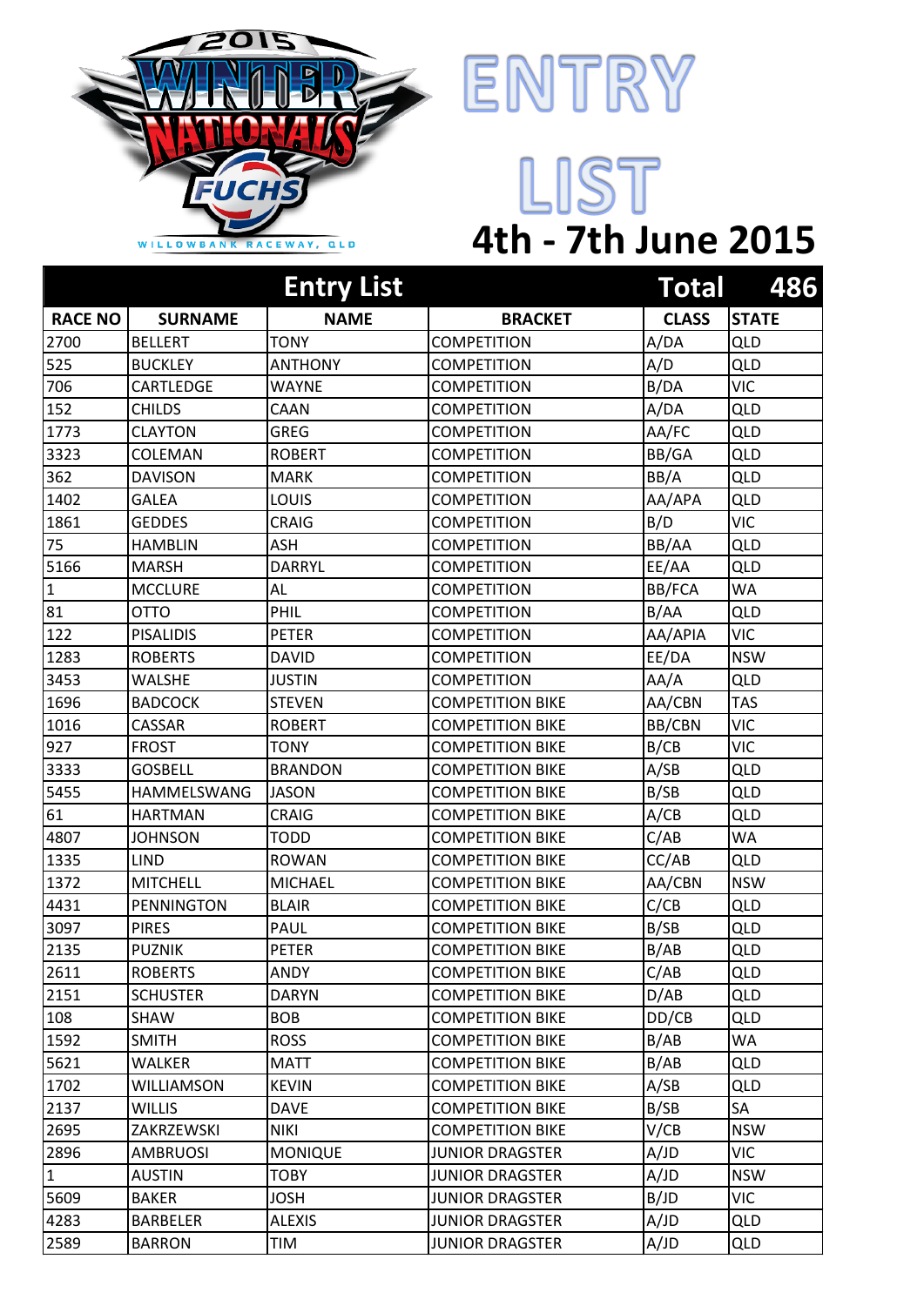# ENTRY LIST

## 4th - 7th June 2015

2015 WINTER NATIONALS FUCHS

WILLOWBANK RACEWAY, QLD

| Entry List | | | | Total | 486 |
|---|---|---|---|---|---|
| RACE NO | SURNAME | NAME | BRACKET | CLASS | STATE |
| 2700 | BELLERT | TONY | COMPETITION | A/DA | QLD |
| 525 | BUCKLEY | ANTHONY | COMPETITION | A/D | QLD |
| 706 | CARTLEDGE | WAYNE | COMPETITION | B/DA | VIC |
| 152 | CHILDS | CAAN | COMPETITION | A/DA | QLD |
| 1773 | CLAYTON | GREG | COMPETITION | AA/FC | QLD |
| 3323 | COLEMAN | ROBERT | COMPETITION | BB/GA | QLD |
| 362 | DAVISON | MARK | COMPETITION | BB/A | QLD |
| 1402 | GALEA | LOUIS | COMPETITION | AA/APA | QLD |
| 1861 | GEDDES | CRAIG | COMPETITION | B/D | VIC |
| 75 | HAMBLIN | ASH | COMPETITION | BB/AA | QLD |
| 5166 | MARSH | DARRYL | COMPETITION | EE/AA | QLD |
| 1 | MCCLURE | AL | COMPETITION | BB/FCA | WA |
| 81 | OTTO | PHIL | COMPETITION | B/AA | QLD |
| 122 | PISALIDIS | PETER | COMPETITION | AA/APIA | VIC |
| 1283 | ROBERTS | DAVID | COMPETITION | EE/DA | NSW |
| 3453 | WALSHE | JUSTIN | COMPETITION | AA/A | QLD |
| 1696 | BADCOCK | STEVEN | COMPETITION BIKE | AA/CBN | TAS |
| 1016 | CASSAR | ROBERT | COMPETITION BIKE | BB/CBN | VIC |
| 927 | FROST | TONY | COMPETITION BIKE | B/CB | VIC |
| 3333 | GOSBELL | BRANDON | COMPETITION BIKE | A/SB | QLD |
| 5455 | HAMMELSWANG | JASON | COMPETITION BIKE | B/SB | QLD |
| 61 | HARTMAN | CRAIG | COMPETITION BIKE | A/CB | QLD |
| 4807 | JOHNSON | TODD | COMPETITION BIKE | C/AB | WA |
| 1335 | LIND | ROWAN | COMPETITION BIKE | CC/AB | QLD |
| 1372 | MITCHELL | MICHAEL | COMPETITION BIKE | AA/CBN | NSW |
| 4431 | PENNINGTON | BLAIR | COMPETITION BIKE | C/CB | QLD |
| 3097 | PIRES | PAUL | COMPETITION BIKE | B/SB | QLD |
| 2135 | PUZNIK | PETER | COMPETITION BIKE | B/AB | QLD |
| 2611 | ROBERTS | ANDY | COMPETITION BIKE | C/AB | QLD |
| 2151 | SCHUSTER | DARYN | COMPETITION BIKE | D/AB | QLD |
| 108 | SHAW | BOB | COMPETITION BIKE | DD/CB | QLD |
| 1592 | SMITH | ROSS | COMPETITION BIKE | B/AB | WA |
| 5621 | WALKER | MATT | COMPETITION BIKE | B/AB | QLD |
| 1702 | WILLIAMSON | KEVIN | COMPETITION BIKE | A/SB | QLD |
| 2137 | WILLIS | DAVE | COMPETITION BIKE | B/SB | SA |
| 2695 | ZAKRZEWSKI | NIKI | COMPETITION BIKE | V/CB | NSW |
| 2896 | AMBRUOSI | MONIQUE | JUNIOR DRAGSTER | A/JD | VIC |
| 1 | AUSTIN | TOBY | JUNIOR DRAGSTER | A/JD | NSW |
| 5609 | BAKER | JOSH | JUNIOR DRAGSTER | B/JD | VIC |
| 4283 | BARBELER | ALEXIS | JUNIOR DRAGSTER | A/JD | QLD |
| 2589 | BARRON | TIM | JUNIOR DRAGSTER | A/JD | QLD |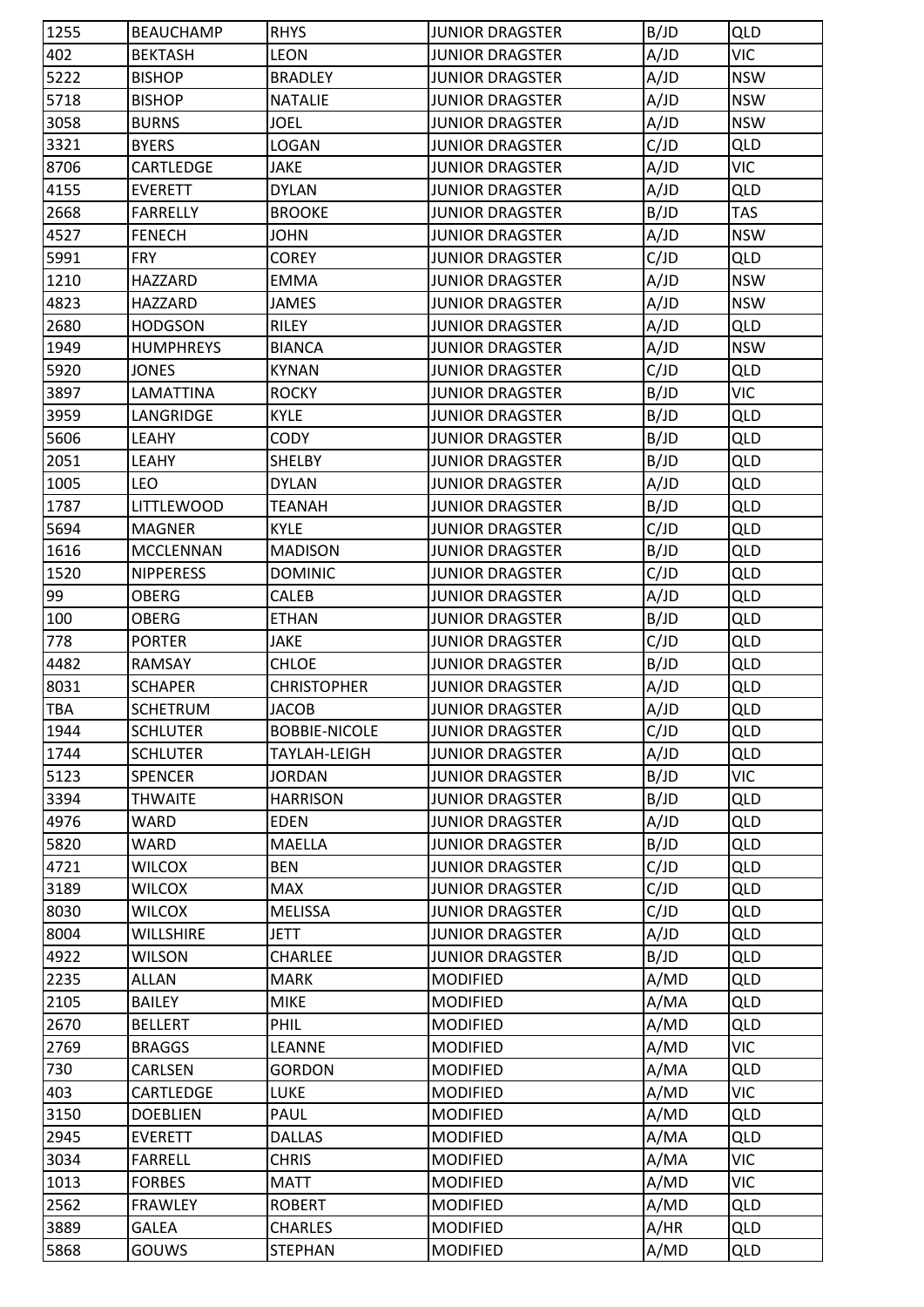| 1255 | BEAUCHAMP | RHYS | JUNIOR DRAGSTER | B/JD | QLD |
|---|---|---|---|---|---|
| 402 | BEKTASH | LEON | JUNIOR DRAGSTER | A/JD | VIC |
| 5222 | BISHOP | BRADLEY | JUNIOR DRAGSTER | A/JD | NSW |
| 5718 | BISHOP | NATALIE | JUNIOR DRAGSTER | A/JD | NSW |
| 3058 | BURNS | JOEL | JUNIOR DRAGSTER | A/JD | NSW |
| 3321 | BYERS | LOGAN | JUNIOR DRAGSTER | C/JD | QLD |
| 8706 | CARTLEDGE | JAKE | JUNIOR DRAGSTER | A/JD | VIC |
| 4155 | EVERETT | DYLAN | JUNIOR DRAGSTER | A/JD | QLD |
| 2668 | FARRELLY | BROOKE | JUNIOR DRAGSTER | B/JD | TAS |
| 4527 | FENECH | JOHN | JUNIOR DRAGSTER | A/JD | NSW |
| 5991 | FRY | COREY | JUNIOR DRAGSTER | C/JD | QLD |
| 1210 | HAZZARD | EMMA | JUNIOR DRAGSTER | A/JD | NSW |
| 4823 | HAZZARD | JAMES | JUNIOR DRAGSTER | A/JD | NSW |
| 2680 | HODGSON | RILEY | JUNIOR DRAGSTER | A/JD | QLD |
| 1949 | HUMPHREYS | BIANCA | JUNIOR DRAGSTER | A/JD | NSW |
| 5920 | JONES | KYNAN | JUNIOR DRAGSTER | C/JD | QLD |
| 3897 | LAMATTINA | ROCKY | JUNIOR DRAGSTER | B/JD | VIC |
| 3959 | LANGRIDGE | KYLE | JUNIOR DRAGSTER | B/JD | QLD |
| 5606 | LEAHY | CODY | JUNIOR DRAGSTER | B/JD | QLD |
| 2051 | LEAHY | SHELBY | JUNIOR DRAGSTER | B/JD | QLD |
| 1005 | LEO | DYLAN | JUNIOR DRAGSTER | A/JD | QLD |
| 1787 | LITTLEWOOD | TEANAH | JUNIOR DRAGSTER | B/JD | QLD |
| 5694 | MAGNER | KYLE | JUNIOR DRAGSTER | C/JD | QLD |
| 1616 | MCCLENNAN | MADISON | JUNIOR DRAGSTER | B/JD | QLD |
| 1520 | NIPPERESS | DOMINIC | JUNIOR DRAGSTER | C/JD | QLD |
| 99 | OBERG | CALEB | JUNIOR DRAGSTER | A/JD | QLD |
| 100 | OBERG | ETHAN | JUNIOR DRAGSTER | B/JD | QLD |
| 778 | PORTER | JAKE | JUNIOR DRAGSTER | C/JD | QLD |
| 4482 | RAMSAY | CHLOE | JUNIOR DRAGSTER | B/JD | QLD |
| 8031 | SCHAPER | CHRISTOPHER | JUNIOR DRAGSTER | A/JD | QLD |
| TBA | SCHETRUM | JACOB | JUNIOR DRAGSTER | A/JD | QLD |
| 1944 | SCHLUTER | BOBBIE-NICOLE | JUNIOR DRAGSTER | C/JD | QLD |
| 1744 | SCHLUTER | TAYLAH-LEIGH | JUNIOR DRAGSTER | A/JD | QLD |
| 5123 | SPENCER | JORDAN | JUNIOR DRAGSTER | B/JD | VIC |
| 3394 | THWAITE | HARRISON | JUNIOR DRAGSTER | B/JD | QLD |
| 4976 | WARD | EDEN | JUNIOR DRAGSTER | A/JD | QLD |
| 5820 | WARD | MAELLA | JUNIOR DRAGSTER | B/JD | QLD |
| 4721 | WILCOX | BEN | JUNIOR DRAGSTER | C/JD | QLD |
| 3189 | WILCOX | MAX | JUNIOR DRAGSTER | C/JD | QLD |
| 8030 | WILCOX | MELISSA | JUNIOR DRAGSTER | C/JD | QLD |
| 8004 | WILLSHIRE | JETT | JUNIOR DRAGSTER | A/JD | QLD |
| 4922 | WILSON | CHARLEE | JUNIOR DRAGSTER | B/JD | QLD |
| 2235 | ALLAN | MARK | MODIFIED | A/MD | QLD |
| 2105 | BAILEY | MIKE | MODIFIED | A/MA | QLD |
| 2670 | BELLERT | PHIL | MODIFIED | A/MD | QLD |
| 2769 | BRAGGS | LEANNE | MODIFIED | A/MD | VIC |
| 730 | CARLSEN | GORDON | MODIFIED | A/MA | QLD |
| 403 | CARTLEDGE | LUKE | MODIFIED | A/MD | VIC |
| 3150 | DOEBLIEN | PAUL | MODIFIED | A/MD | QLD |
| 2945 | EVERETT | DALLAS | MODIFIED | A/MA | QLD |
| 3034 | FARRELL | CHRIS | MODIFIED | A/MA | VIC |
| 1013 | FORBES | MATT | MODIFIED | A/MD | VIC |
| 2562 | FRAWLEY | ROBERT | MODIFIED | A/MD | QLD |
| 3889 | GALEA | CHARLES | MODIFIED | A/HR | QLD |
| 5868 | GOUWS | STEPHAN | MODIFIED | A/MD | QLD |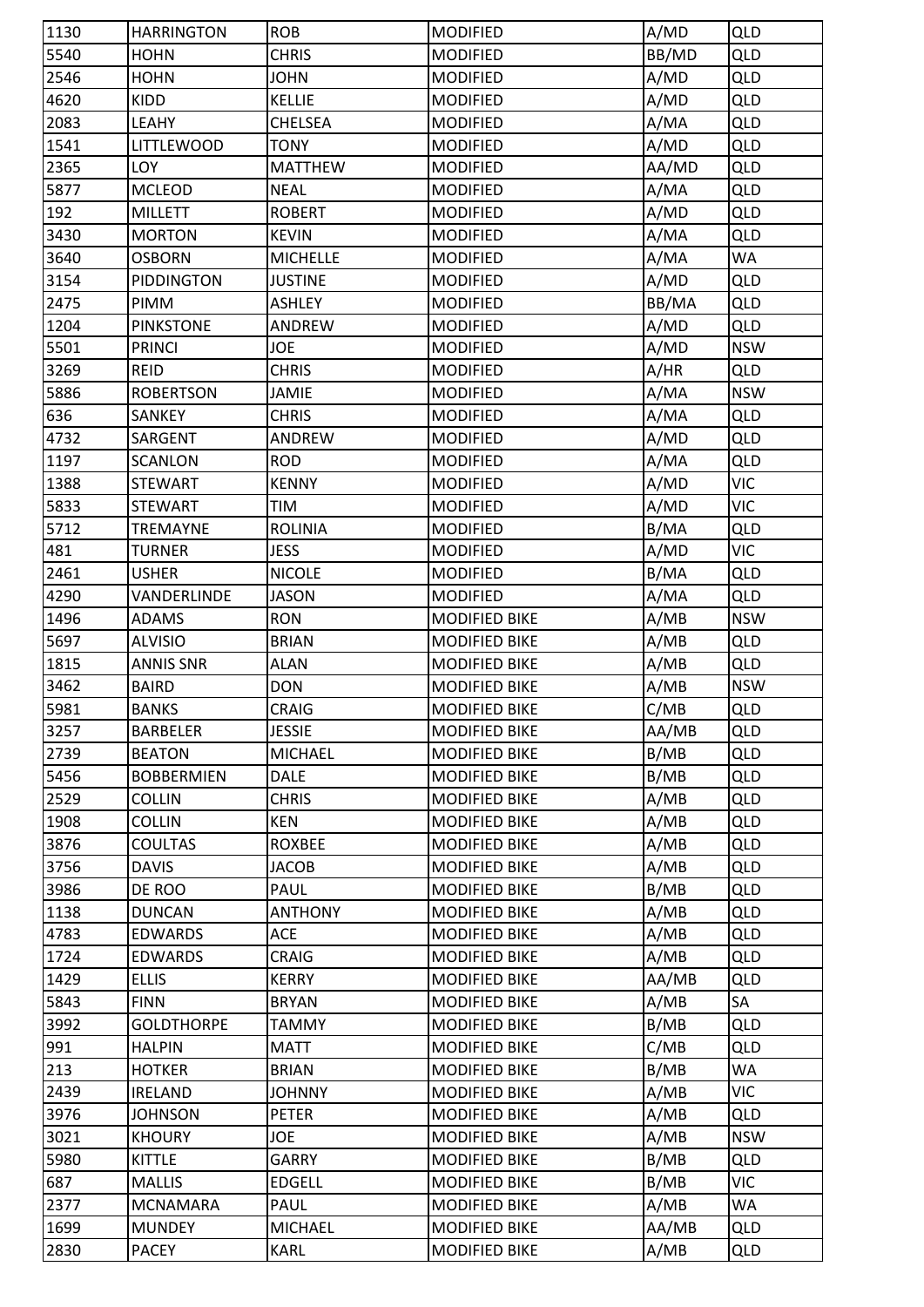| 1130 | HARRINGTON | ROB | MODIFIED | A/MD | QLD |
|---|---|---|---|---|---|
| 5540 | HOHN | CHRIS | MODIFIED | BB/MD | QLD |
| 2546 | HOHN | JOHN | MODIFIED | A/MD | QLD |
| 4620 | KIDD | KELLIE | MODIFIED | A/MD | QLD |
| 2083 | LEAHY | CHELSEA | MODIFIED | A/MA | QLD |
| 1541 | LITTLEWOOD | TONY | MODIFIED | A/MD | QLD |
| 2365 | LOY | MATTHEW | MODIFIED | AA/MD | QLD |
| 5877 | MCLEOD | NEAL | MODIFIED | A/MA | QLD |
| 192 | MILLETT | ROBERT | MODIFIED | A/MD | QLD |
| 3430 | MORTON | KEVIN | MODIFIED | A/MA | QLD |
| 3640 | OSBORN | MICHELLE | MODIFIED | A/MA | WA |
| 3154 | PIDDINGTON | JUSTINE | MODIFIED | A/MD | QLD |
| 2475 | PIMM | ASHLEY | MODIFIED | BB/MA | QLD |
| 1204 | PINKSTONE | ANDREW | MODIFIED | A/MD | QLD |
| 5501 | PRINCI | JOE | MODIFIED | A/MD | NSW |
| 3269 | REID | CHRIS | MODIFIED | A/HR | QLD |
| 5886 | ROBERTSON | JAMIE | MODIFIED | A/MA | NSW |
| 636 | SANKEY | CHRIS | MODIFIED | A/MA | QLD |
| 4732 | SARGENT | ANDREW | MODIFIED | A/MD | QLD |
| 1197 | SCANLON | ROD | MODIFIED | A/MA | QLD |
| 1388 | STEWART | KENNY | MODIFIED | A/MD | VIC |
| 5833 | STEWART | TIM | MODIFIED | A/MD | VIC |
| 5712 | TREMAYNE | ROLINIA | MODIFIED | B/MA | QLD |
| 481 | TURNER | JESS | MODIFIED | A/MD | VIC |
| 2461 | USHER | NICOLE | MODIFIED | B/MA | QLD |
| 4290 | VANDERLINDE | JASON | MODIFIED | A/MA | QLD |
| 1496 | ADAMS | RON | MODIFIED BIKE | A/MB | NSW |
| 5697 | ALVISIO | BRIAN | MODIFIED BIKE | A/MB | QLD |
| 1815 | ANNIS SNR | ALAN | MODIFIED BIKE | A/MB | QLD |
| 3462 | BAIRD | DON | MODIFIED BIKE | A/MB | NSW |
| 5981 | BANKS | CRAIG | MODIFIED BIKE | C/MB | QLD |
| 3257 | BARBELER | JESSIE | MODIFIED BIKE | AA/MB | QLD |
| 2739 | BEATON | MICHAEL | MODIFIED BIKE | B/MB | QLD |
| 5456 | BOBBERMIEN | DALE | MODIFIED BIKE | B/MB | QLD |
| 2529 | COLLIN | CHRIS | MODIFIED BIKE | A/MB | QLD |
| 1908 | COLLIN | KEN | MODIFIED BIKE | A/MB | QLD |
| 3876 | COULTAS | ROXBEE | MODIFIED BIKE | A/MB | QLD |
| 3756 | DAVIS | JACOB | MODIFIED BIKE | A/MB | QLD |
| 3986 | DE ROO | PAUL | MODIFIED BIKE | B/MB | QLD |
| 1138 | DUNCAN | ANTHONY | MODIFIED BIKE | A/MB | QLD |
| 4783 | EDWARDS | ACE | MODIFIED BIKE | A/MB | QLD |
| 1724 | EDWARDS | CRAIG | MODIFIED BIKE | A/MB | QLD |
| 1429 | ELLIS | KERRY | MODIFIED BIKE | AA/MB | QLD |
| 5843 | FINN | BRYAN | MODIFIED BIKE | A/MB | SA |
| 3992 | GOLDTHORPE | TAMMY | MODIFIED BIKE | B/MB | QLD |
| 991 | HALPIN | MATT | MODIFIED BIKE | C/MB | QLD |
| 213 | HOTKER | BRIAN | MODIFIED BIKE | B/MB | WA |
| 2439 | IRELAND | JOHNNY | MODIFIED BIKE | A/MB | VIC |
| 3976 | JOHNSON | PETER | MODIFIED BIKE | A/MB | QLD |
| 3021 | KHOURY | JOE | MODIFIED BIKE | A/MB | NSW |
| 5980 | KITTLE | GARRY | MODIFIED BIKE | B/MB | QLD |
| 687 | MALLIS | EDGELL | MODIFIED BIKE | B/MB | VIC |
| 2377 | MCNAMARA | PAUL | MODIFIED BIKE | A/MB | WA |
| 1699 | MUNDEY | MICHAEL | MODIFIED BIKE | AA/MB | QLD |
| 2830 | PACEY | KARL | MODIFIED BIKE | A/MB | QLD |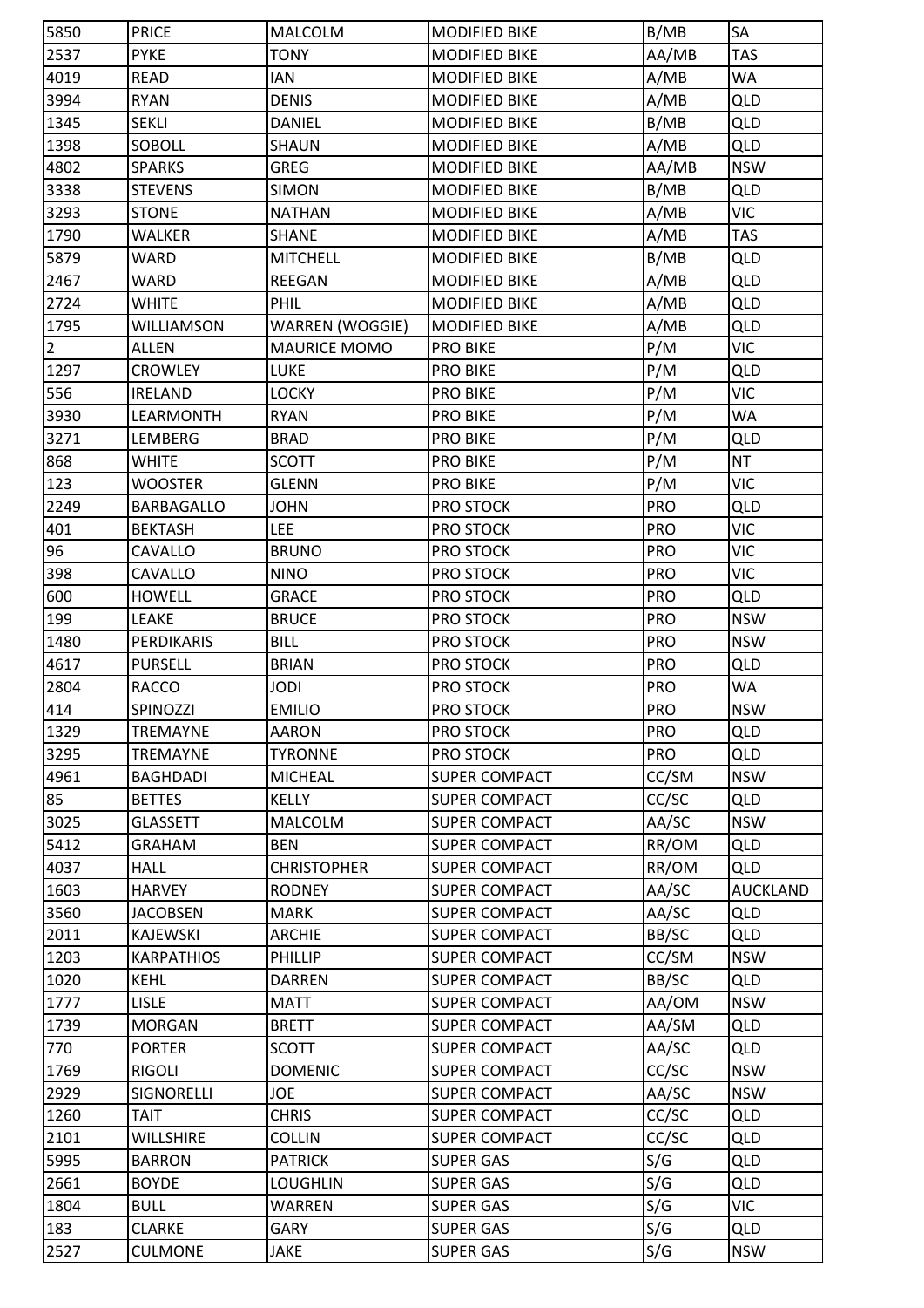| | | | | | |
|---|---|---|---|---|---|
| 5850 | PRICE | MALCOLM | MODIFIED BIKE | B/MB | SA |
| 2537 | PYKE | TONY | MODIFIED BIKE | AA/MB | TAS |
| 4019 | READ | IAN | MODIFIED BIKE | A/MB | WA |
| 3994 | RYAN | DENIS | MODIFIED BIKE | A/MB | QLD |
| 1345 | SEKLI | DANIEL | MODIFIED BIKE | B/MB | QLD |
| 1398 | SOBOLL | SHAUN | MODIFIED BIKE | A/MB | QLD |
| 4802 | SPARKS | GREG | MODIFIED BIKE | AA/MB | NSW |
| 3338 | STEVENS | SIMON | MODIFIED BIKE | B/MB | QLD |
| 3293 | STONE | NATHAN | MODIFIED BIKE | A/MB | VIC |
| 1790 | WALKER | SHANE | MODIFIED BIKE | A/MB | TAS |
| 5879 | WARD | MITCHELL | MODIFIED BIKE | B/MB | QLD |
| 2467 | WARD | REEGAN | MODIFIED BIKE | A/MB | QLD |
| 2724 | WHITE | PHIL | MODIFIED BIKE | A/MB | QLD |
| 1795 | WILLIAMSON | WARREN (WOGGIE) | MODIFIED BIKE | A/MB | QLD |
| 2 | ALLEN | MAURICE MOMO | PRO BIKE | P/M | VIC |
| 1297 | CROWLEY | LUKE | PRO BIKE | P/M | QLD |
| 556 | IRELAND | LOCKY | PRO BIKE | P/M | VIC |
| 3930 | LEARMONTH | RYAN | PRO BIKE | P/M | WA |
| 3271 | LEMBERG | BRAD | PRO BIKE | P/M | QLD |
| 868 | WHITE | SCOTT | PRO BIKE | P/M | NT |
| 123 | WOOSTER | GLENN | PRO BIKE | P/M | VIC |
| 2249 | BARBAGALLO | JOHN | PRO STOCK | PRO | QLD |
| 401 | BEKTASH | LEE | PRO STOCK | PRO | VIC |
| 96 | CAVALLO | BRUNO | PRO STOCK | PRO | VIC |
| 398 | CAVALLO | NINO | PRO STOCK | PRO | VIC |
| 600 | HOWELL | GRACE | PRO STOCK | PRO | QLD |
| 199 | LEAKE | BRUCE | PRO STOCK | PRO | NSW |
| 1480 | PERDIKARIS | BILL | PRO STOCK | PRO | NSW |
| 4617 | PURSELL | BRIAN | PRO STOCK | PRO | QLD |
| 2804 | RACCO | JODI | PRO STOCK | PRO | WA |
| 414 | SPINOZZI | EMILIO | PRO STOCK | PRO | NSW |
| 1329 | TREMAYNE | AARON | PRO STOCK | PRO | QLD |
| 3295 | TREMAYNE | TYRONNE | PRO STOCK | PRO | QLD |
| 4961 | BAGHDADI | MICHEAL | SUPER COMPACT | CC/SM | NSW |
| 85 | BETTES | KELLY | SUPER COMPACT | CC/SC | QLD |
| 3025 | GLASSETT | MALCOLM | SUPER COMPACT | AA/SC | NSW |
| 5412 | GRAHAM | BEN | SUPER COMPACT | RR/OM | QLD |
| 4037 | HALL | CHRISTOPHER | SUPER COMPACT | RR/OM | QLD |
| 1603 | HARVEY | RODNEY | SUPER COMPACT | AA/SC | AUCKLAND |
| 3560 | JACOBSEN | MARK | SUPER COMPACT | AA/SC | QLD |
| 2011 | KAJEWSKI | ARCHIE | SUPER COMPACT | BB/SC | QLD |
| 1203 | KARPATHIOS | PHILLIP | SUPER COMPACT | CC/SM | NSW |
| 1020 | KEHL | DARREN | SUPER COMPACT | BB/SC | QLD |
| 1777 | LISLE | MATT | SUPER COMPACT | AA/OM | NSW |
| 1739 | MORGAN | BRETT | SUPER COMPACT | AA/SM | QLD |
| 770 | PORTER | SCOTT | SUPER COMPACT | AA/SC | QLD |
| 1769 | RIGOLI | DOMENIC | SUPER COMPACT | CC/SC | NSW |
| 2929 | SIGNORELLI | JOE | SUPER COMPACT | AA/SC | NSW |
| 1260 | TAIT | CHRIS | SUPER COMPACT | CC/SC | QLD |
| 2101 | WILLSHIRE | COLLIN | SUPER COMPACT | CC/SC | QLD |
| 5995 | BARRON | PATRICK | SUPER GAS | S/G | QLD |
| 2661 | BOYDE | LOUGHLIN | SUPER GAS | S/G | QLD |
| 1804 | BULL | WARREN | SUPER GAS | S/G | VIC |
| 183 | CLARKE | GARY | SUPER GAS | S/G | QLD |
| 2527 | CULMONE | JAKE | SUPER GAS | S/G | NSW |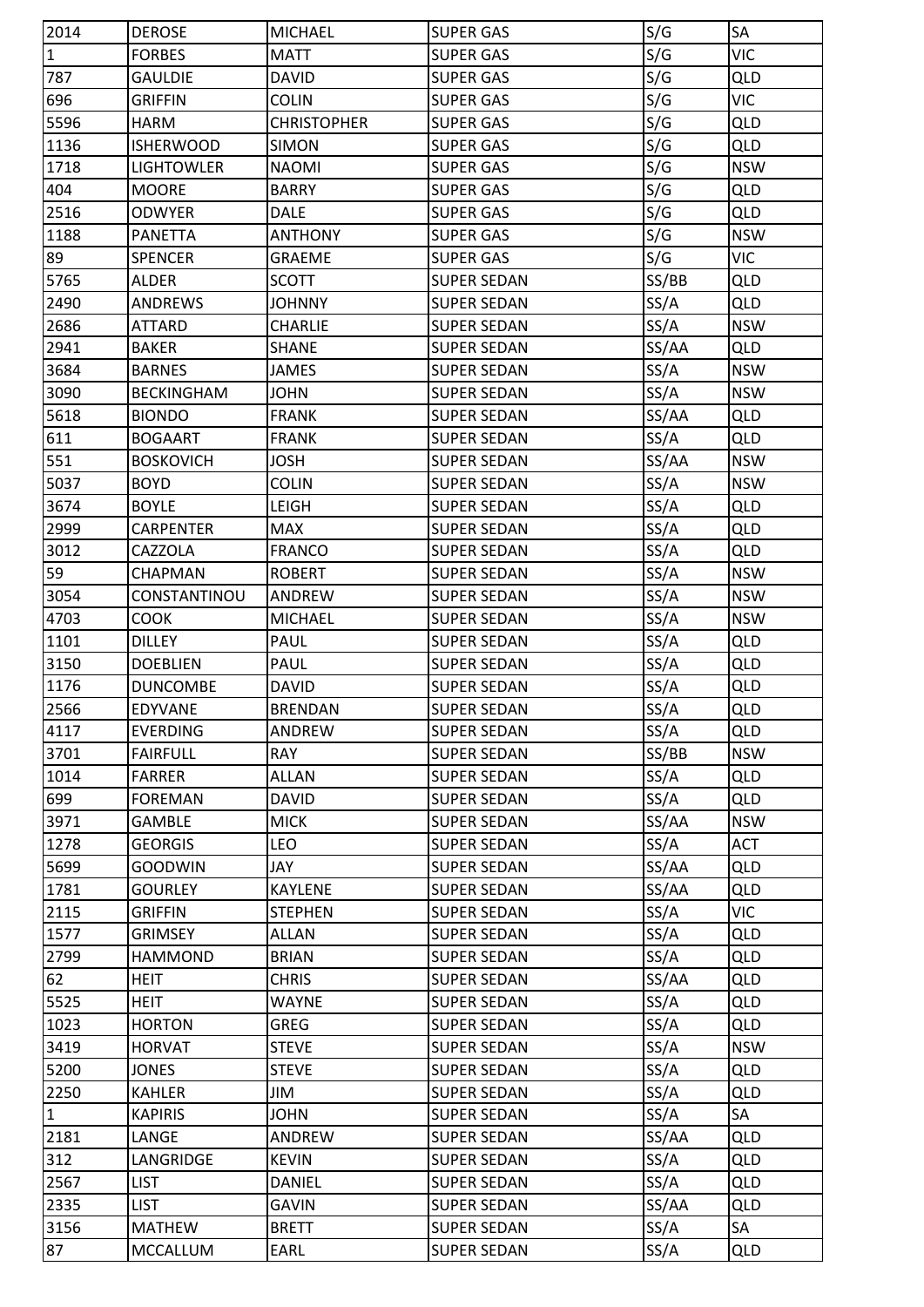| 2014 | DEROSE | MICHAEL | SUPER GAS | S/G | SA |
|---|---|---|---|---|---|
| 1 | FORBES | MATT | SUPER GAS | S/G | VIC |
| 787 | GAULDIE | DAVID | SUPER GAS | S/G | QLD |
| 696 | GRIFFIN | COLIN | SUPER GAS | S/G | VIC |
| 5596 | HARM | CHRISTOPHER | SUPER GAS | S/G | QLD |
| 1136 | ISHERWOOD | SIMON | SUPER GAS | S/G | QLD |
| 1718 | LIGHTOWLER | NAOMI | SUPER GAS | S/G | NSW |
| 404 | MOORE | BARRY | SUPER GAS | S/G | QLD |
| 2516 | ODWYER | DALE | SUPER GAS | S/G | QLD |
| 1188 | PANETTA | ANTHONY | SUPER GAS | S/G | NSW |
| 89 | SPENCER | GRAEME | SUPER GAS | S/G | VIC |
| 5765 | ALDER | SCOTT | SUPER SEDAN | SS/BB | QLD |
| 2490 | ANDREWS | JOHNNY | SUPER SEDAN | SS/A | QLD |
| 2686 | ATTARD | CHARLIE | SUPER SEDAN | SS/A | NSW |
| 2941 | BAKER | SHANE | SUPER SEDAN | SS/AA | QLD |
| 3684 | BARNES | JAMES | SUPER SEDAN | SS/A | NSW |
| 3090 | BECKINGHAM | JOHN | SUPER SEDAN | SS/A | NSW |
| 5618 | BIONDO | FRANK | SUPER SEDAN | SS/AA | QLD |
| 611 | BOGAART | FRANK | SUPER SEDAN | SS/A | QLD |
| 551 | BOSKOVICH | JOSH | SUPER SEDAN | SS/AA | NSW |
| 5037 | BOYD | COLIN | SUPER SEDAN | SS/A | NSW |
| 3674 | BOYLE | LEIGH | SUPER SEDAN | SS/A | QLD |
| 2999 | CARPENTER | MAX | SUPER SEDAN | SS/A | QLD |
| 3012 | CAZZOLA | FRANCO | SUPER SEDAN | SS/A | QLD |
| 59 | CHAPMAN | ROBERT | SUPER SEDAN | SS/A | NSW |
| 3054 | CONSTANTINOU | ANDREW | SUPER SEDAN | SS/A | NSW |
| 4703 | COOK | MICHAEL | SUPER SEDAN | SS/A | NSW |
| 1101 | DILLEY | PAUL | SUPER SEDAN | SS/A | QLD |
| 3150 | DOEBLIEN | PAUL | SUPER SEDAN | SS/A | QLD |
| 1176 | DUNCOMBE | DAVID | SUPER SEDAN | SS/A | QLD |
| 2566 | EDYVANE | BRENDAN | SUPER SEDAN | SS/A | QLD |
| 4117 | EVERDING | ANDREW | SUPER SEDAN | SS/A | QLD |
| 3701 | FAIRFULL | RAY | SUPER SEDAN | SS/BB | NSW |
| 1014 | FARRER | ALLAN | SUPER SEDAN | SS/A | QLD |
| 699 | FOREMAN | DAVID | SUPER SEDAN | SS/A | QLD |
| 3971 | GAMBLE | MICK | SUPER SEDAN | SS/AA | NSW |
| 1278 | GEORGIS | LEO | SUPER SEDAN | SS/A | ACT |
| 5699 | GOODWIN | JAY | SUPER SEDAN | SS/AA | QLD |
| 1781 | GOURLEY | KAYLENE | SUPER SEDAN | SS/AA | QLD |
| 2115 | GRIFFIN | STEPHEN | SUPER SEDAN | SS/A | VIC |
| 1577 | GRIMSEY | ALLAN | SUPER SEDAN | SS/A | QLD |
| 2799 | HAMMOND | BRIAN | SUPER SEDAN | SS/A | QLD |
| 62 | HEIT | CHRIS | SUPER SEDAN | SS/AA | QLD |
| 5525 | HEIT | WAYNE | SUPER SEDAN | SS/A | QLD |
| 1023 | HORTON | GREG | SUPER SEDAN | SS/A | QLD |
| 3419 | HORVAT | STEVE | SUPER SEDAN | SS/A | NSW |
| 5200 | JONES | STEVE | SUPER SEDAN | SS/A | QLD |
| 2250 | KAHLER | JIM | SUPER SEDAN | SS/A | QLD |
| 1 | KAPIRIS | JOHN | SUPER SEDAN | SS/A | SA |
| 2181 | LANGE | ANDREW | SUPER SEDAN | SS/AA | QLD |
| 312 | LANGRIDGE | KEVIN | SUPER SEDAN | SS/A | QLD |
| 2567 | LIST | DANIEL | SUPER SEDAN | SS/A | QLD |
| 2335 | LIST | GAVIN | SUPER SEDAN | SS/AA | QLD |
| 3156 | MATHEW | BRETT | SUPER SEDAN | SS/A | SA |
| 87 | MCCALLUM | EARL | SUPER SEDAN | SS/A | QLD |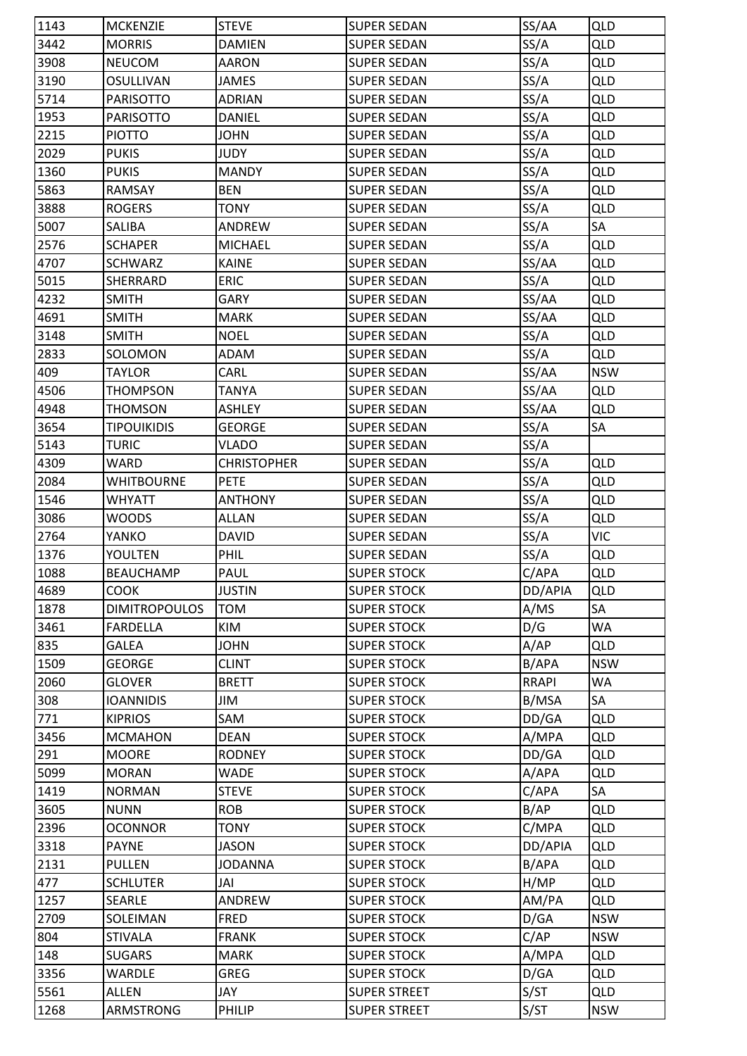| 1143 | MCKENZIE | STEVE | SUPER SEDAN | SS/AA | QLD |
|---|---|---|---|---|---|
| 3442 | MORRIS | DAMIEN | SUPER SEDAN | SS/A | QLD |
| 3908 | NEUCOM | AARON | SUPER SEDAN | SS/A | QLD |
| 3190 | OSULLIVAN | JAMES | SUPER SEDAN | SS/A | QLD |
| 5714 | PARISOTTO | ADRIAN | SUPER SEDAN | SS/A | QLD |
| 1953 | PARISOTTO | DANIEL | SUPER SEDAN | SS/A | QLD |
| 2215 | PIOTTO | JOHN | SUPER SEDAN | SS/A | QLD |
| 2029 | PUKIS | JUDY | SUPER SEDAN | SS/A | QLD |
| 1360 | PUKIS | MANDY | SUPER SEDAN | SS/A | QLD |
| 5863 | RAMSAY | BEN | SUPER SEDAN | SS/A | QLD |
| 3888 | ROGERS | TONY | SUPER SEDAN | SS/A | QLD |
| 5007 | SALIBA | ANDREW | SUPER SEDAN | SS/A | SA |
| 2576 | SCHAPER | MICHAEL | SUPER SEDAN | SS/A | QLD |
| 4707 | SCHWARZ | KAINE | SUPER SEDAN | SS/AA | QLD |
| 5015 | SHERRARD | ERIC | SUPER SEDAN | SS/A | QLD |
| 4232 | SMITH | GARY | SUPER SEDAN | SS/AA | QLD |
| 4691 | SMITH | MARK | SUPER SEDAN | SS/AA | QLD |
| 3148 | SMITH | NOEL | SUPER SEDAN | SS/A | QLD |
| 2833 | SOLOMON | ADAM | SUPER SEDAN | SS/A | QLD |
| 409 | TAYLOR | CARL | SUPER SEDAN | SS/AA | NSW |
| 4506 | THOMPSON | TANYA | SUPER SEDAN | SS/AA | QLD |
| 4948 | THOMSON | ASHLEY | SUPER SEDAN | SS/AA | QLD |
| 3654 | TIPOUIKIDIS | GEORGE | SUPER SEDAN | SS/A | SA |
| 5143 | TURIC | VLADO | SUPER SEDAN | SS/A | |
| 4309 | WARD | CHRISTOPHER | SUPER SEDAN | SS/A | QLD |
| 2084 | WHITBOURNE | PETE | SUPER SEDAN | SS/A | QLD |
| 1546 | WHYATT | ANTHONY | SUPER SEDAN | SS/A | QLD |
| 3086 | WOODS | ALLAN | SUPER SEDAN | SS/A | QLD |
| 2764 | YANKO | DAVID | SUPER SEDAN | SS/A | VIC |
| 1376 | YOULTEN | PHIL | SUPER SEDAN | SS/A | QLD |
| 1088 | BEAUCHAMP | PAUL | SUPER STOCK | C/APA | QLD |
| 4689 | COOK | JUSTIN | SUPER STOCK | DD/APIA | QLD |
| 1878 | DIMITROPOULOS | TOM | SUPER STOCK | A/MS | SA |
| 3461 | FARDELLA | KIM | SUPER STOCK | D/G | WA |
| 835 | GALEA | JOHN | SUPER STOCK | A/AP | QLD |
| 1509 | GEORGE | CLINT | SUPER STOCK | B/APA | NSW |
| 2060 | GLOVER | BRETT | SUPER STOCK | RRAPI | WA |
| 308 | IOANNIDIS | JIM | SUPER STOCK | B/MSA | SA |
| 771 | KIPRIOS | SAM | SUPER STOCK | DD/GA | QLD |
| 3456 | MCMAHON | DEAN | SUPER STOCK | A/MPA | QLD |
| 291 | MOORE | RODNEY | SUPER STOCK | DD/GA | QLD |
| 5099 | MORAN | WADE | SUPER STOCK | A/APA | QLD |
| 1419 | NORMAN | STEVE | SUPER STOCK | C/APA | SA |
| 3605 | NUNN | ROB | SUPER STOCK | B/AP | QLD |
| 2396 | OCONNOR | TONY | SUPER STOCK | C/MPA | QLD |
| 3318 | PAYNE | JASON | SUPER STOCK | DD/APIA | QLD |
| 2131 | PULLEN | JODANNA | SUPER STOCK | B/APA | QLD |
| 477 | SCHLUTER | JAI | SUPER STOCK | H/MP | QLD |
| 1257 | SEARLE | ANDREW | SUPER STOCK | AM/PA | QLD |
| 2709 | SOLEIMAN | FRED | SUPER STOCK | D/GA | NSW |
| 804 | STIVALA | FRANK | SUPER STOCK | C/AP | NSW |
| 148 | SUGARS | MARK | SUPER STOCK | A/MPA | QLD |
| 3356 | WARDLE | GREG | SUPER STOCK | D/GA | QLD |
| 5561 | ALLEN | JAY | SUPER STREET | S/ST | QLD |
| 1268 | ARMSTRONG | PHILIP | SUPER STREET | S/ST | NSW |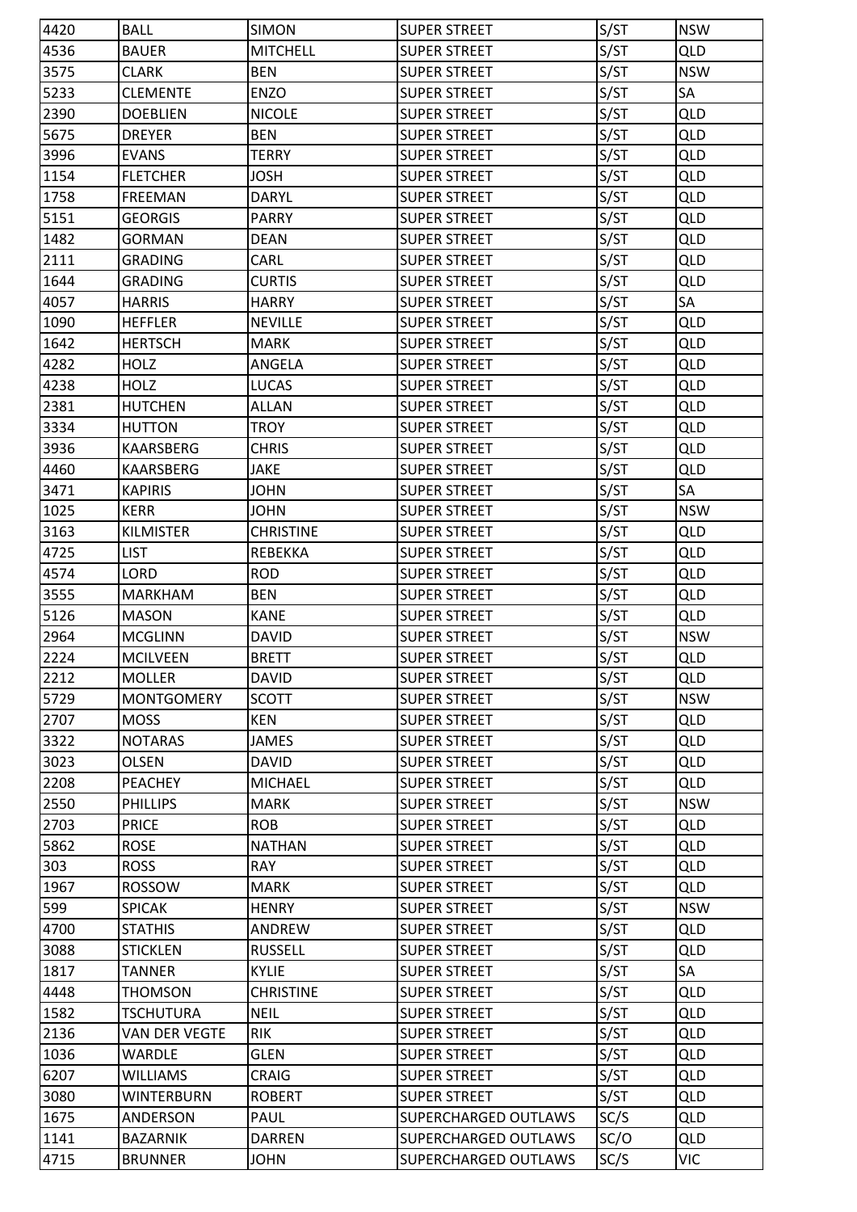| 4420 | BALL | SIMON | SUPER STREET | S/ST | NSW |
|---|---|---|---|---|---|
| 4536 | BAUER | MITCHELL | SUPER STREET | S/ST | QLD |
| 3575 | CLARK | BEN | SUPER STREET | S/ST | NSW |
| 5233 | CLEMENTE | ENZO | SUPER STREET | S/ST | SA |
| 2390 | DOEBLIEN | NICOLE | SUPER STREET | S/ST | QLD |
| 5675 | DREYER | BEN | SUPER STREET | S/ST | QLD |
| 3996 | EVANS | TERRY | SUPER STREET | S/ST | QLD |
| 1154 | FLETCHER | JOSH | SUPER STREET | S/ST | QLD |
| 1758 | FREEMAN | DARYL | SUPER STREET | S/ST | QLD |
| 5151 | GEORGIS | PARRY | SUPER STREET | S/ST | QLD |
| 1482 | GORMAN | DEAN | SUPER STREET | S/ST | QLD |
| 2111 | GRADING | CARL | SUPER STREET | S/ST | QLD |
| 1644 | GRADING | CURTIS | SUPER STREET | S/ST | QLD |
| 4057 | HARRIS | HARRY | SUPER STREET | S/ST | SA |
| 1090 | HEFFLER | NEVILLE | SUPER STREET | S/ST | QLD |
| 1642 | HERTSCH | MARK | SUPER STREET | S/ST | QLD |
| 4282 | HOLZ | ANGELA | SUPER STREET | S/ST | QLD |
| 4238 | HOLZ | LUCAS | SUPER STREET | S/ST | QLD |
| 2381 | HUTCHEN | ALLAN | SUPER STREET | S/ST | QLD |
| 3334 | HUTTON | TROY | SUPER STREET | S/ST | QLD |
| 3936 | KAARSBERG | CHRIS | SUPER STREET | S/ST | QLD |
| 4460 | KAARSBERG | JAKE | SUPER STREET | S/ST | QLD |
| 3471 | KAPIRIS | JOHN | SUPER STREET | S/ST | SA |
| 1025 | KERR | JOHN | SUPER STREET | S/ST | NSW |
| 3163 | KILMISTER | CHRISTINE | SUPER STREET | S/ST | QLD |
| 4725 | LIST | REBEKKA | SUPER STREET | S/ST | QLD |
| 4574 | LORD | ROD | SUPER STREET | S/ST | QLD |
| 3555 | MARKHAM | BEN | SUPER STREET | S/ST | QLD |
| 5126 | MASON | KANE | SUPER STREET | S/ST | QLD |
| 2964 | MCGLINN | DAVID | SUPER STREET | S/ST | NSW |
| 2224 | MCILVEEN | BRETT | SUPER STREET | S/ST | QLD |
| 2212 | MOLLER | DAVID | SUPER STREET | S/ST | QLD |
| 5729 | MONTGOMERY | SCOTT | SUPER STREET | S/ST | NSW |
| 2707 | MOSS | KEN | SUPER STREET | S/ST | QLD |
| 3322 | NOTARAS | JAMES | SUPER STREET | S/ST | QLD |
| 3023 | OLSEN | DAVID | SUPER STREET | S/ST | QLD |
| 2208 | PEACHEY | MICHAEL | SUPER STREET | S/ST | QLD |
| 2550 | PHILLIPS | MARK | SUPER STREET | S/ST | NSW |
| 2703 | PRICE | ROB | SUPER STREET | S/ST | QLD |
| 5862 | ROSE | NATHAN | SUPER STREET | S/ST | QLD |
| 303 | ROSS | RAY | SUPER STREET | S/ST | QLD |
| 1967 | ROSSOW | MARK | SUPER STREET | S/ST | QLD |
| 599 | SPICAK | HENRY | SUPER STREET | S/ST | NSW |
| 4700 | STATHIS | ANDREW | SUPER STREET | S/ST | QLD |
| 3088 | STICKLEN | RUSSELL | SUPER STREET | S/ST | QLD |
| 1817 | TANNER | KYLIE | SUPER STREET | S/ST | SA |
| 4448 | THOMSON | CHRISTINE | SUPER STREET | S/ST | QLD |
| 1582 | TSCHUTURA | NEIL | SUPER STREET | S/ST | QLD |
| 2136 | VAN DER VEGTE | RIK | SUPER STREET | S/ST | QLD |
| 1036 | WARDLE | GLEN | SUPER STREET | S/ST | QLD |
| 6207 | WILLIAMS | CRAIG | SUPER STREET | S/ST | QLD |
| 3080 | WINTERBURN | ROBERT | SUPER STREET | S/ST | QLD |
| 1675 | ANDERSON | PAUL | SUPERCHARGED OUTLAWS | SC/S | QLD |
| 1141 | BAZARNIK | DARREN | SUPERCHARGED OUTLAWS | SC/O | QLD |
| 4715 | BRUNNER | JOHN | SUPERCHARGED OUTLAWS | SC/S | VIC |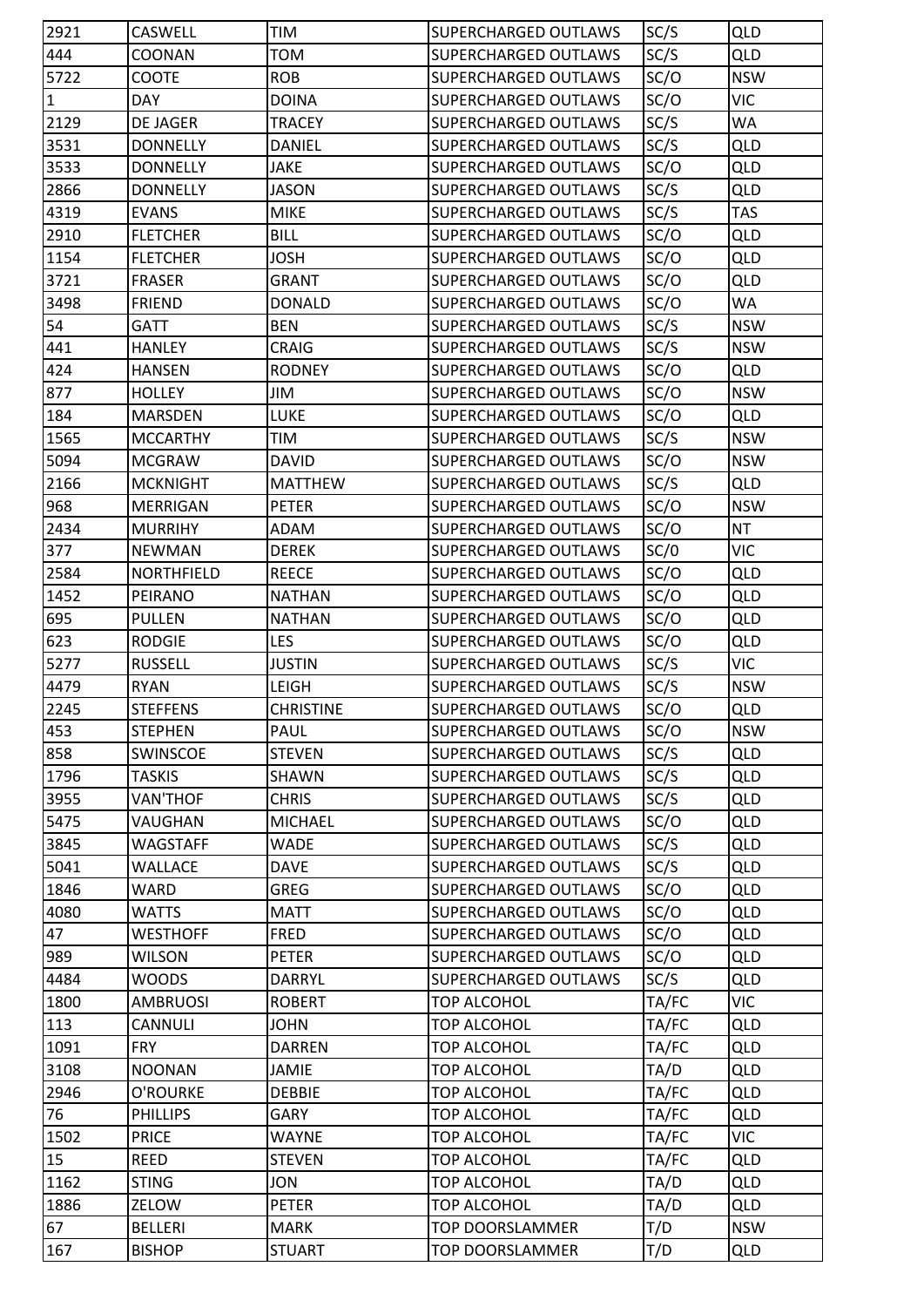| 2921 | CASWELL | TIM | SUPERCHARGED OUTLAWS | SC/S | QLD |
|---|---|---|---|---|---|
| 444 | COONAN | TOM | SUPERCHARGED OUTLAWS | SC/S | QLD |
| 5722 | COOTE | ROB | SUPERCHARGED OUTLAWS | SC/O | NSW |
| 1 | DAY | DOINA | SUPERCHARGED OUTLAWS | SC/O | VIC |
| 2129 | DE JAGER | TRACEY | SUPERCHARGED OUTLAWS | SC/S | WA |
| 3531 | DONNELLY | DANIEL | SUPERCHARGED OUTLAWS | SC/S | QLD |
| 3533 | DONNELLY | JAKE | SUPERCHARGED OUTLAWS | SC/O | QLD |
| 2866 | DONNELLY | JASON | SUPERCHARGED OUTLAWS | SC/S | QLD |
| 4319 | EVANS | MIKE | SUPERCHARGED OUTLAWS | SC/S | TAS |
| 2910 | FLETCHER | BILL | SUPERCHARGED OUTLAWS | SC/O | QLD |
| 1154 | FLETCHER | JOSH | SUPERCHARGED OUTLAWS | SC/O | QLD |
| 3721 | FRASER | GRANT | SUPERCHARGED OUTLAWS | SC/O | QLD |
| 3498 | FRIEND | DONALD | SUPERCHARGED OUTLAWS | SC/O | WA |
| 54 | GATT | BEN | SUPERCHARGED OUTLAWS | SC/S | NSW |
| 441 | HANLEY | CRAIG | SUPERCHARGED OUTLAWS | SC/S | NSW |
| 424 | HANSEN | RODNEY | SUPERCHARGED OUTLAWS | SC/O | QLD |
| 877 | HOLLEY | JIM | SUPERCHARGED OUTLAWS | SC/O | NSW |
| 184 | MARSDEN | LUKE | SUPERCHARGED OUTLAWS | SC/O | QLD |
| 1565 | MCCARTHY | TIM | SUPERCHARGED OUTLAWS | SC/S | NSW |
| 5094 | MCGRAW | DAVID | SUPERCHARGED OUTLAWS | SC/O | NSW |
| 2166 | MCKNIGHT | MATTHEW | SUPERCHARGED OUTLAWS | SC/S | QLD |
| 968 | MERRIGAN | PETER | SUPERCHARGED OUTLAWS | SC/O | NSW |
| 2434 | MURRIHY | ADAM | SUPERCHARGED OUTLAWS | SC/O | NT |
| 377 | NEWMAN | DEREK | SUPERCHARGED OUTLAWS | SC/0 | VIC |
| 2584 | NORTHFIELD | REECE | SUPERCHARGED OUTLAWS | SC/O | QLD |
| 1452 | PEIRANO | NATHAN | SUPERCHARGED OUTLAWS | SC/O | QLD |
| 695 | PULLEN | NATHAN | SUPERCHARGED OUTLAWS | SC/O | QLD |
| 623 | RODGIE | LES | SUPERCHARGED OUTLAWS | SC/O | QLD |
| 5277 | RUSSELL | JUSTIN | SUPERCHARGED OUTLAWS | SC/S | VIC |
| 4479 | RYAN | LEIGH | SUPERCHARGED OUTLAWS | SC/S | NSW |
| 2245 | STEFFENS | CHRISTINE | SUPERCHARGED OUTLAWS | SC/O | QLD |
| 453 | STEPHEN | PAUL | SUPERCHARGED OUTLAWS | SC/O | NSW |
| 858 | SWINSCOE | STEVEN | SUPERCHARGED OUTLAWS | SC/S | QLD |
| 1796 | TASKIS | SHAWN | SUPERCHARGED OUTLAWS | SC/S | QLD |
| 3955 | VAN'THOF | CHRIS | SUPERCHARGED OUTLAWS | SC/S | QLD |
| 5475 | VAUGHAN | MICHAEL | SUPERCHARGED OUTLAWS | SC/O | QLD |
| 3845 | WAGSTAFF | WADE | SUPERCHARGED OUTLAWS | SC/S | QLD |
| 5041 | WALLACE | DAVE | SUPERCHARGED OUTLAWS | SC/S | QLD |
| 1846 | WARD | GREG | SUPERCHARGED OUTLAWS | SC/O | QLD |
| 4080 | WATTS | MATT | SUPERCHARGED OUTLAWS | SC/O | QLD |
| 47 | WESTHOFF | FRED | SUPERCHARGED OUTLAWS | SC/O | QLD |
| 989 | WILSON | PETER | SUPERCHARGED OUTLAWS | SC/O | QLD |
| 4484 | WOODS | DARRYL | SUPERCHARGED OUTLAWS | SC/S | QLD |
| 1800 | AMBRUOSI | ROBERT | TOP ALCOHOL | TA/FC | VIC |
| 113 | CANNULI | JOHN | TOP ALCOHOL | TA/FC | QLD |
| 1091 | FRY | DARREN | TOP ALCOHOL | TA/FC | QLD |
| 3108 | NOONAN | JAMIE | TOP ALCOHOL | TA/D | QLD |
| 2946 | O'ROURKE | DEBBIE | TOP ALCOHOL | TA/FC | QLD |
| 76 | PHILLIPS | GARY | TOP ALCOHOL | TA/FC | QLD |
| 1502 | PRICE | WAYNE | TOP ALCOHOL | TA/FC | VIC |
| 15 | REED | STEVEN | TOP ALCOHOL | TA/FC | QLD |
| 1162 | STING | JON | TOP ALCOHOL | TA/D | QLD |
| 1886 | ZELOW | PETER | TOP ALCOHOL | TA/D | QLD |
| 67 | BELLERI | MARK | TOP DOORSLAMMER | T/D | NSW |
| 167 | BISHOP | STUART | TOP DOORSLAMMER | T/D | QLD |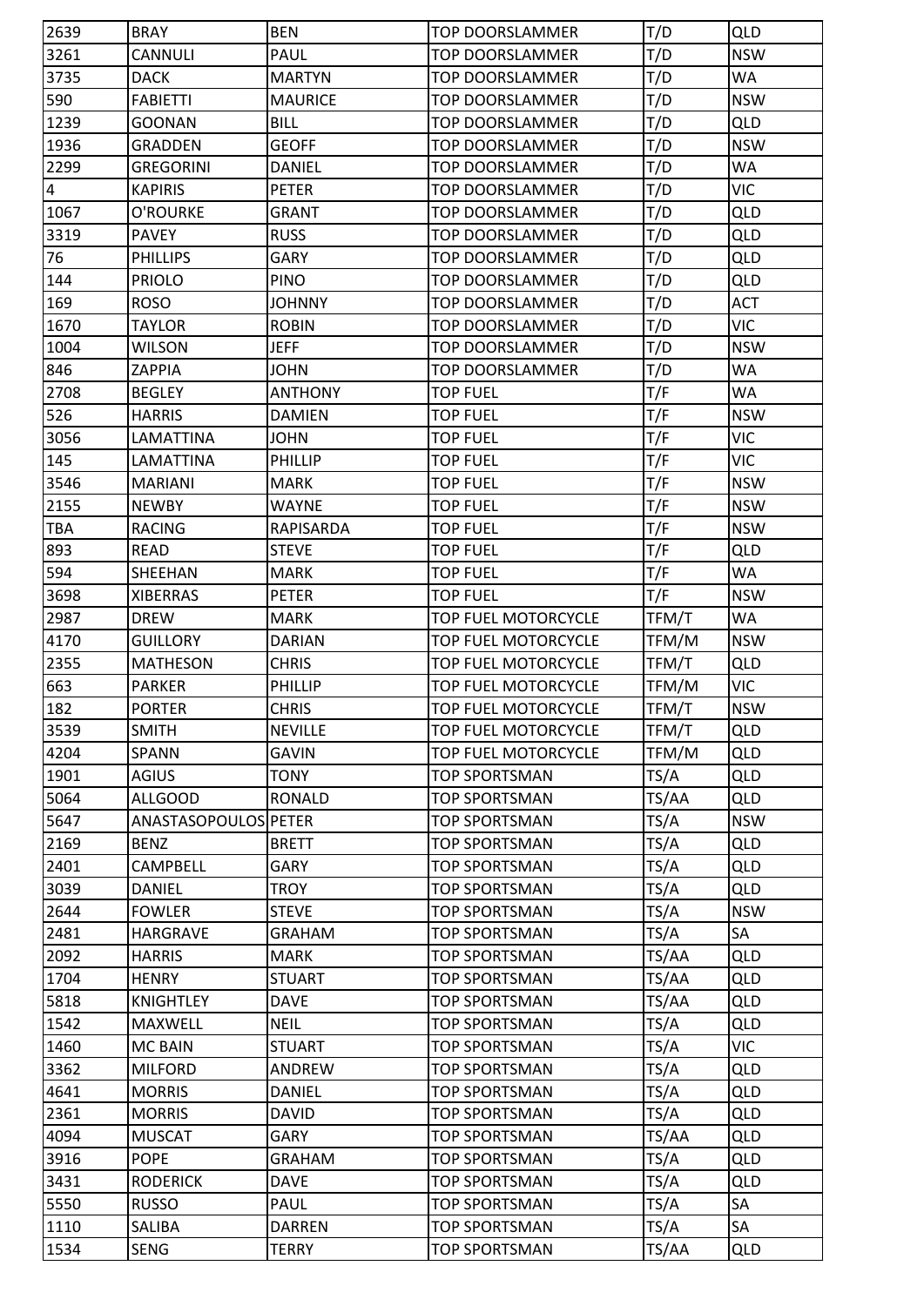| 2639 | BRAY | BEN | TOP DOORSLAMMER | T/D | QLD |
|---|---|---|---|---|---|
| 3261 | CANNULI | PAUL | TOP DOORSLAMMER | T/D | NSW |
| 3735 | DACK | MARTYN | TOP DOORSLAMMER | T/D | WA |
| 590 | FABIETTI | MAURICE | TOP DOORSLAMMER | T/D | NSW |
| 1239 | GOONAN | BILL | TOP DOORSLAMMER | T/D | QLD |
| 1936 | GRADDEN | GEOFF | TOP DOORSLAMMER | T/D | NSW |
| 2299 | GREGORINI | DANIEL | TOP DOORSLAMMER | T/D | WA |
| 4 | KAPIRIS | PETER | TOP DOORSLAMMER | T/D | VIC |
| 1067 | O'ROURKE | GRANT | TOP DOORSLAMMER | T/D | QLD |
| 3319 | PAVEY | RUSS | TOP DOORSLAMMER | T/D | QLD |
| 76 | PHILLIPS | GARY | TOP DOORSLAMMER | T/D | QLD |
| 144 | PRIOLO | PINO | TOP DOORSLAMMER | T/D | QLD |
| 169 | ROSO | JOHNNY | TOP DOORSLAMMER | T/D | ACT |
| 1670 | TAYLOR | ROBIN | TOP DOORSLAMMER | T/D | VIC |
| 1004 | WILSON | JEFF | TOP DOORSLAMMER | T/D | NSW |
| 846 | ZAPPIA | JOHN | TOP DOORSLAMMER | T/D | WA |
| 2708 | BEGLEY | ANTHONY | TOP FUEL | T/F | WA |
| 526 | HARRIS | DAMIEN | TOP FUEL | T/F | NSW |
| 3056 | LAMATTINA | JOHN | TOP FUEL | T/F | VIC |
| 145 | LAMATTINA | PHILLIP | TOP FUEL | T/F | VIC |
| 3546 | MARIANI | MARK | TOP FUEL | T/F | NSW |
| 2155 | NEWBY | WAYNE | TOP FUEL | T/F | NSW |
| TBA | RACING | RAPISARDA | TOP FUEL | T/F | NSW |
| 893 | READ | STEVE | TOP FUEL | T/F | QLD |
| 594 | SHEEHAN | MARK | TOP FUEL | T/F | WA |
| 3698 | XIBERRAS | PETER | TOP FUEL | T/F | NSW |
| 2987 | DREW | MARK | TOP FUEL MOTORCYCLE | TFM/T | WA |
| 4170 | GUILLORY | DARIAN | TOP FUEL MOTORCYCLE | TFM/M | NSW |
| 2355 | MATHESON | CHRIS | TOP FUEL MOTORCYCLE | TFM/T | QLD |
| 663 | PARKER | PHILLIP | TOP FUEL MOTORCYCLE | TFM/M | VIC |
| 182 | PORTER | CHRIS | TOP FUEL MOTORCYCLE | TFM/T | NSW |
| 3539 | SMITH | NEVILLE | TOP FUEL MOTORCYCLE | TFM/T | QLD |
| 4204 | SPANN | GAVIN | TOP FUEL MOTORCYCLE | TFM/M | QLD |
| 1901 | AGIUS | TONY | TOP SPORTSMAN | TS/A | QLD |
| 5064 | ALLGOOD | RONALD | TOP SPORTSMAN | TS/AA | QLD |
| 5647 | ANASTASOPOULOS | PETER | TOP SPORTSMAN | TS/A | NSW |
| 2169 | BENZ | BRETT | TOP SPORTSMAN | TS/A | QLD |
| 2401 | CAMPBELL | GARY | TOP SPORTSMAN | TS/A | QLD |
| 3039 | DANIEL | TROY | TOP SPORTSMAN | TS/A | QLD |
| 2644 | FOWLER | STEVE | TOP SPORTSMAN | TS/A | NSW |
| 2481 | HARGRAVE | GRAHAM | TOP SPORTSMAN | TS/A | SA |
| 2092 | HARRIS | MARK | TOP SPORTSMAN | TS/AA | QLD |
| 1704 | HENRY | STUART | TOP SPORTSMAN | TS/AA | QLD |
| 5818 | KNIGHTLEY | DAVE | TOP SPORTSMAN | TS/AA | QLD |
| 1542 | MAXWELL | NEIL | TOP SPORTSMAN | TS/A | QLD |
| 1460 | MC BAIN | STUART | TOP SPORTSMAN | TS/A | VIC |
| 3362 | MILFORD | ANDREW | TOP SPORTSMAN | TS/A | QLD |
| 4641 | MORRIS | DANIEL | TOP SPORTSMAN | TS/A | QLD |
| 2361 | MORRIS | DAVID | TOP SPORTSMAN | TS/A | QLD |
| 4094 | MUSCAT | GARY | TOP SPORTSMAN | TS/AA | QLD |
| 3916 | POPE | GRAHAM | TOP SPORTSMAN | TS/A | QLD |
| 3431 | RODERICK | DAVE | TOP SPORTSMAN | TS/A | QLD |
| 5550 | RUSSO | PAUL | TOP SPORTSMAN | TS/A | SA |
| 1110 | SALIBA | DARREN | TOP SPORTSMAN | TS/A | SA |
| 1534 | SENG | TERRY | TOP SPORTSMAN | TS/AA | QLD |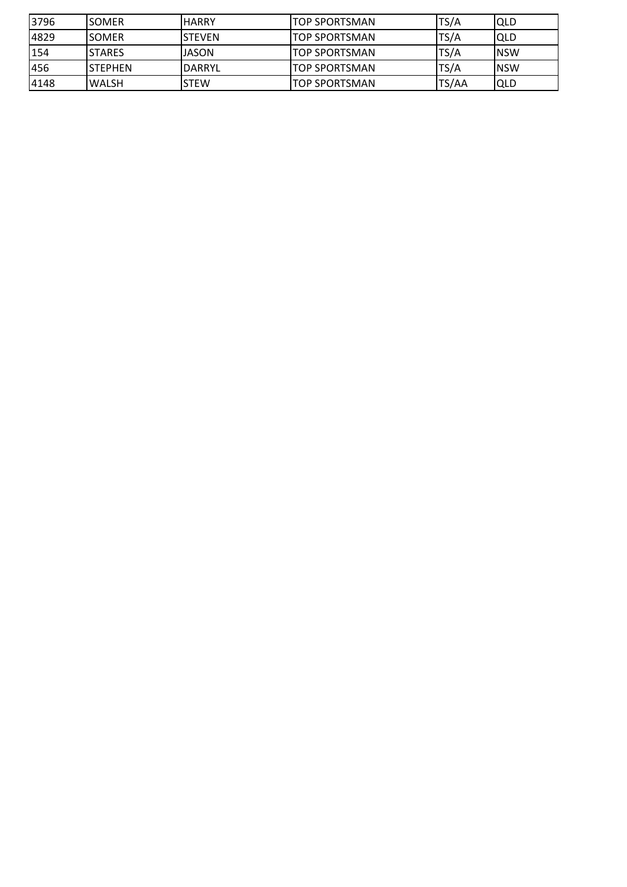| | | | | | |
|---|---|---|---|---|---|
| 3796 | SOMER | HARRY | TOP SPORTSMAN | TS/A | QLD |
| 4829 | SOMER | STEVEN | TOP SPORTSMAN | TS/A | QLD |
| 154 | STARES | JASON | TOP SPORTSMAN | TS/A | NSW |
| 456 | STEPHEN | DARRYL | TOP SPORTSMAN | TS/A | NSW |
| 4148 | WALSH | STEW | TOP SPORTSMAN | TS/AA | QLD |